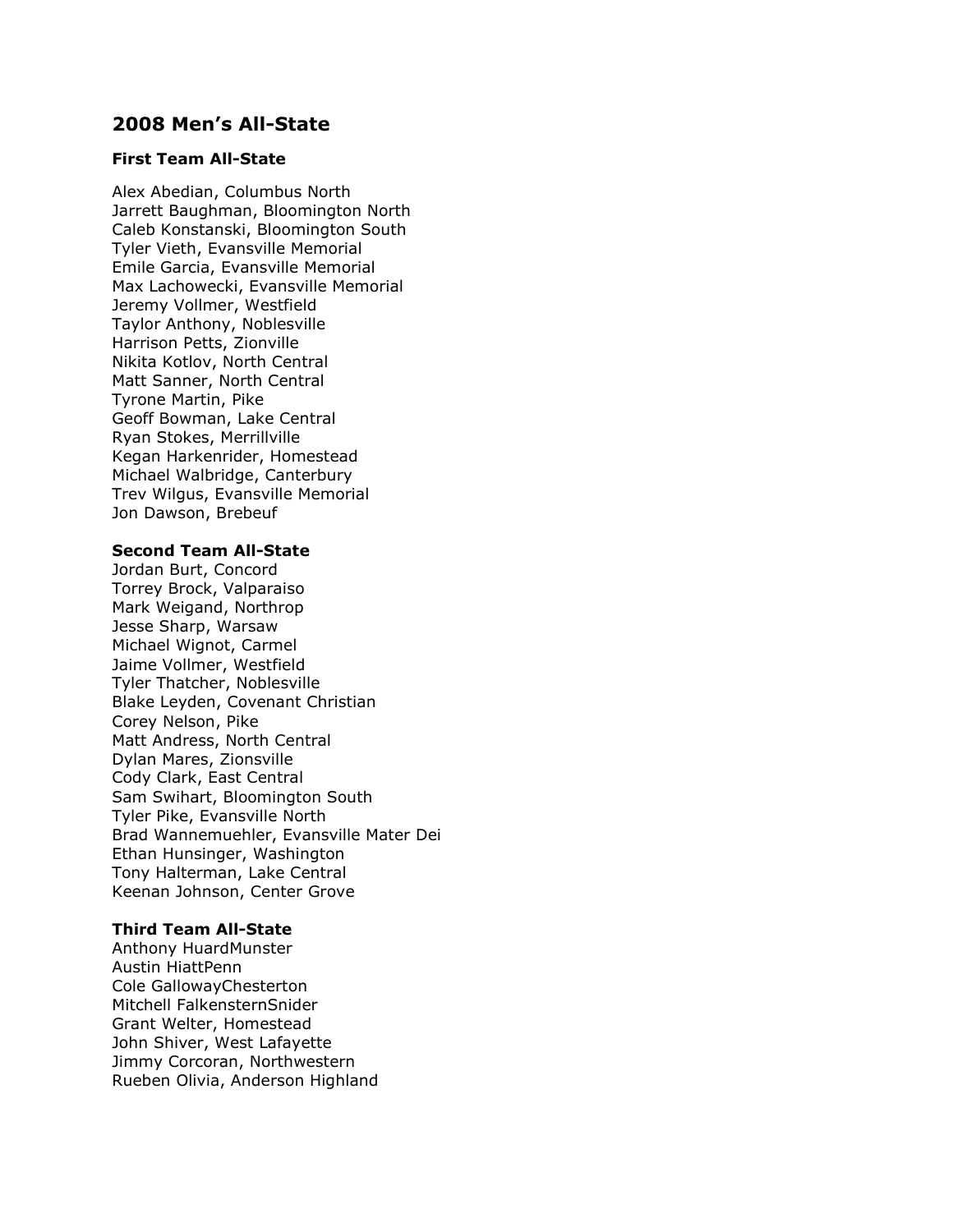## 2008 Men's All-State

### First Team All-State

Alex Abedian, Columbus North
Jarrett Baughman, Bloomington North
Caleb Konstanski, Bloomington South
Tyler Vieth, Evansville Memorial
Emile Garcia, Evansville Memorial
Max Lachowecki, Evansville Memorial
Jeremy Vollmer, Westfield
Taylor Anthony, Noblesville
Harrison Petts, Zionville
Nikita Kotlov, North Central
Matt Sanner, North Central
Tyrone Martin, Pike
Geoff Bowman, Lake Central
Ryan Stokes, Merrillville
Kegan Harkenrider, Homestead
Michael Walbridge, Canterbury
Trev Wilgus, Evansville Memorial
Jon Dawson, Brebeuf

### Second Team All-State

Jordan Burt, Concord
Torrey Brock, Valparaiso
Mark Weigand, Northrop
Jesse Sharp, Warsaw
Michael Wignot, Carmel
Jaime Vollmer, Westfield
Tyler Thatcher, Noblesville
Blake Leyden, Covenant Christian
Corey Nelson, Pike
Matt Andress, North Central
Dylan Mares, Zionsville
Cody Clark, East Central
Sam Swihart, Bloomington South
Tyler Pike, Evansville North
Brad Wannemuehler, Evansville Mater Dei
Ethan Hunsinger, Washington
Tony Halterman, Lake Central
Keenan Johnson, Center Grove

### Third Team All-State

Anthony HuardMunster
Austin HiattPenn
Cole GallowayChesterton
Mitchell FalkensternSnider
Grant Welter, Homestead
John Shiver, West Lafayette
Jimmy Corcoran, Northwestern
Rueben Olivia, Anderson Highland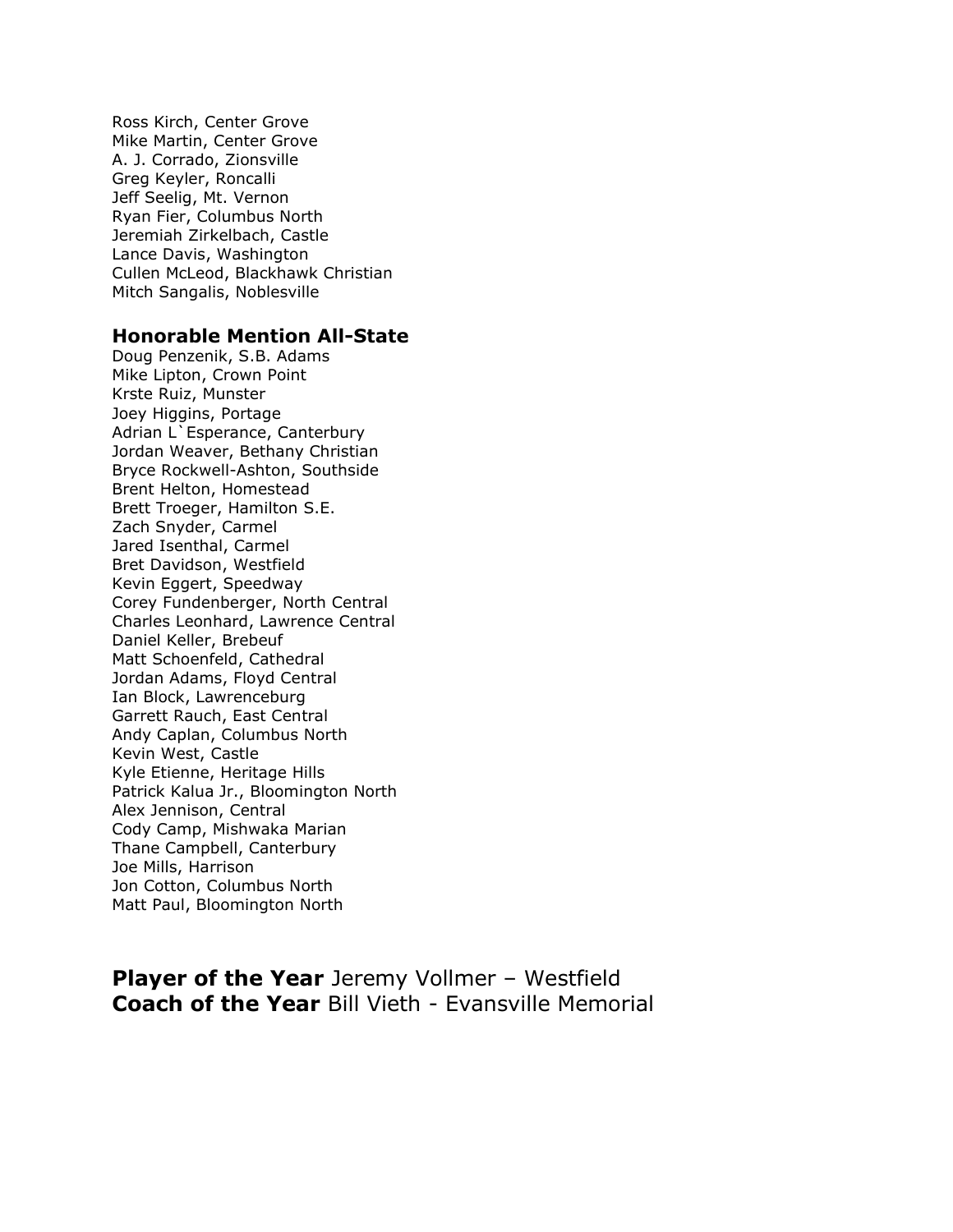Ross Kirch, Center Grove
Mike Martin, Center Grove
A. J. Corrado, Zionsville
Greg Keyler, Roncalli
Jeff Seelig, Mt. Vernon
Ryan Fier, Columbus North
Jeremiah Zirkelbach, Castle
Lance Davis, Washington
Cullen McLeod, Blackhawk Christian
Mitch Sangalis, Noblesville

### Honorable Mention All-State

Doug Penzenik, S.B. Adams
Mike Lipton, Crown Point
Krste Ruiz, Munster
Joey Higgins, Portage
Adrian L`Esperance, Canterbury
Jordan Weaver, Bethany Christian
Bryce Rockwell-Ashton, Southside
Brent Helton, Homestead
Brett Troeger, Hamilton S.E.
Zach Snyder, Carmel
Jared Isenthal, Carmel
Bret Davidson, Westfield
Kevin Eggert, Speedway
Corey Fundenberger, North Central
Charles Leonhard, Lawrence Central
Daniel Keller, Brebeuf
Matt Schoenfeld, Cathedral
Jordan Adams, Floyd Central
Ian Block, Lawrenceburg
Garrett Rauch, East Central
Andy Caplan, Columbus North
Kevin West, Castle
Kyle Etienne, Heritage Hills
Patrick Kalua Jr., Bloomington North
Alex Jennison, Central
Cody Camp, Mishwaka Marian
Thane Campbell, Canterbury
Joe Mills, Harrison
Jon Cotton, Columbus North
Matt Paul, Bloomington North

**Player of the Year** Jeremy Vollmer – Westfield
**Coach of the Year** Bill Vieth - Evansville Memorial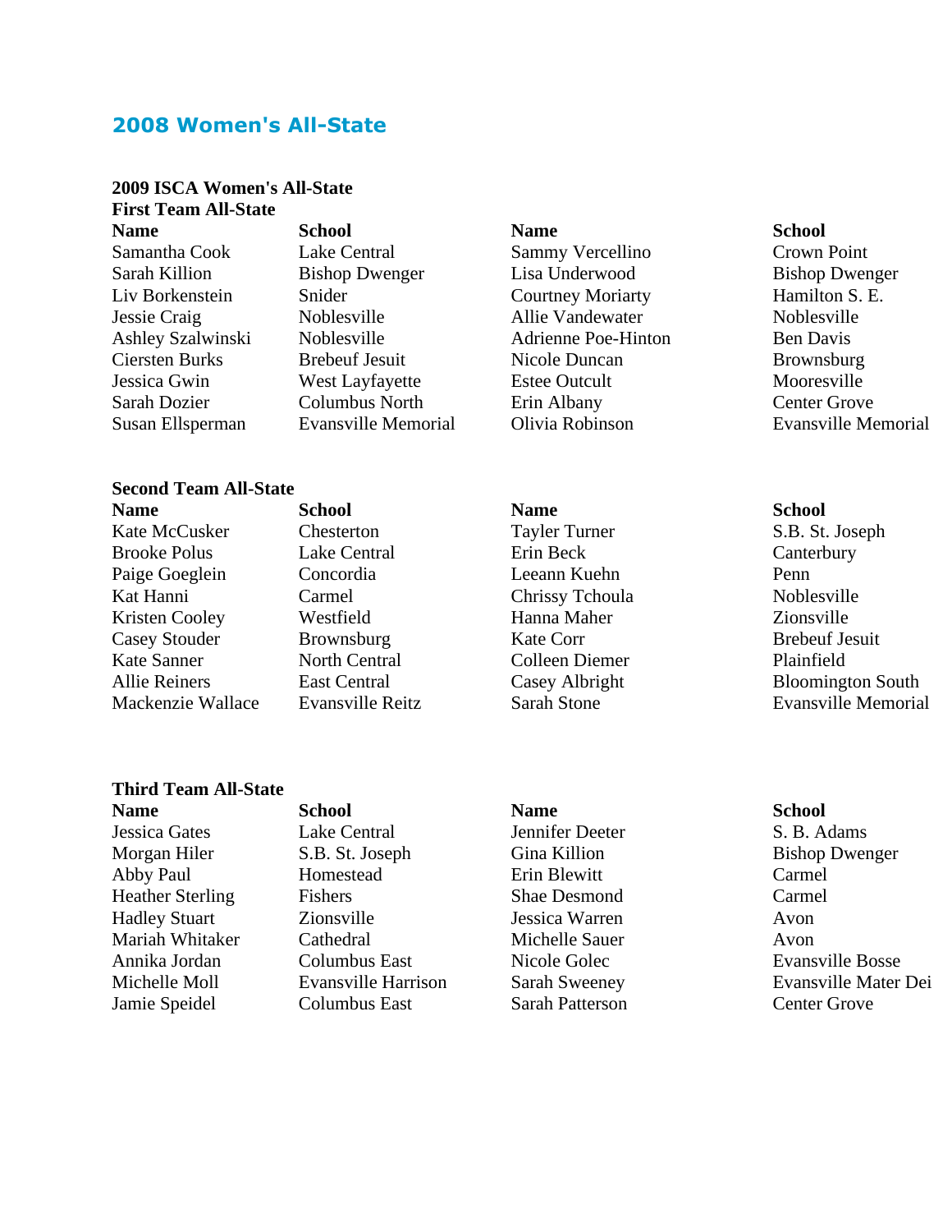## 2008 Women's All-State

**2009 ISCA Women's All-State**

**First Team All-State**

| Name | School | Name | School |
|---|---|---|---|
| Samantha Cook | Lake Central | Sammy Vercellino | Crown Point |
| Sarah Killion | Bishop Dwenger | Lisa Underwood | Bishop Dwenger |
| Liv Borkenstein | Snider | Courtney Moriarty | Hamilton S. E. |
| Jessie Craig | Noblesville | Allie Vandewater | Noblesville |
| Ashley Szalwinski | Noblesville | Adrienne Poe-Hinton | Ben Davis |
| Ciersten Burks | Brebeuf Jesuit | Nicole Duncan | Brownsburg |
| Jessica Gwin | West Layfayette | Estee Outcult | Mooresville |
| Sarah Dozier | Columbus North | Erin Albany | Center Grove |
| Susan Ellsperman | Evansville Memorial | Olivia Robinson | Evansville Memorial |

**Second Team All-State**

| Name | School | Name | School |
|---|---|---|---|
| Kate McCusker | Chesterton | Tayler Turner | S.B. St. Joseph |
| Brooke Polus | Lake Central | Erin Beck | Canterbury |
| Paige Goeglein | Concordia | Leeann Kuehn | Penn |
| Kat Hanni | Carmel | Chrissy Tchoula | Noblesville |
| Kristen Cooley | Westfield | Hanna Maher | Zionsville |
| Casey Stouder | Brownsburg | Kate Corr | Brebeuf Jesuit |
| Kate Sanner | North Central | Colleen Diemer | Plainfield |
| Allie Reiners | East Central | Casey Albright | Bloomington South |
| Mackenzie Wallace | Evansville Reitz | Sarah Stone | Evansville Memorial |

**Third Team All-State**

| Name | School | Name | School |
|---|---|---|---|
| Jessica Gates | Lake Central | Jennifer Deeter | S. B. Adams |
| Morgan Hiler | S.B. St. Joseph | Gina Killion | Bishop Dwenger |
| Abby Paul | Homestead | Erin Blewitt | Carmel |
| Heather Sterling | Fishers | Shae Desmond | Carmel |
| Hadley Stuart | Zionsville | Jessica Warren | Avon |
| Mariah Whitaker | Cathedral | Michelle Sauer | Avon |
| Annika Jordan | Columbus East | Nicole Golec | Evansville Bosse |
| Michelle Moll | Evansville Harrison | Sarah Sweeney | Evansville Mater Dei |
| Jamie Speidel | Columbus East | Sarah Patterson | Center Grove |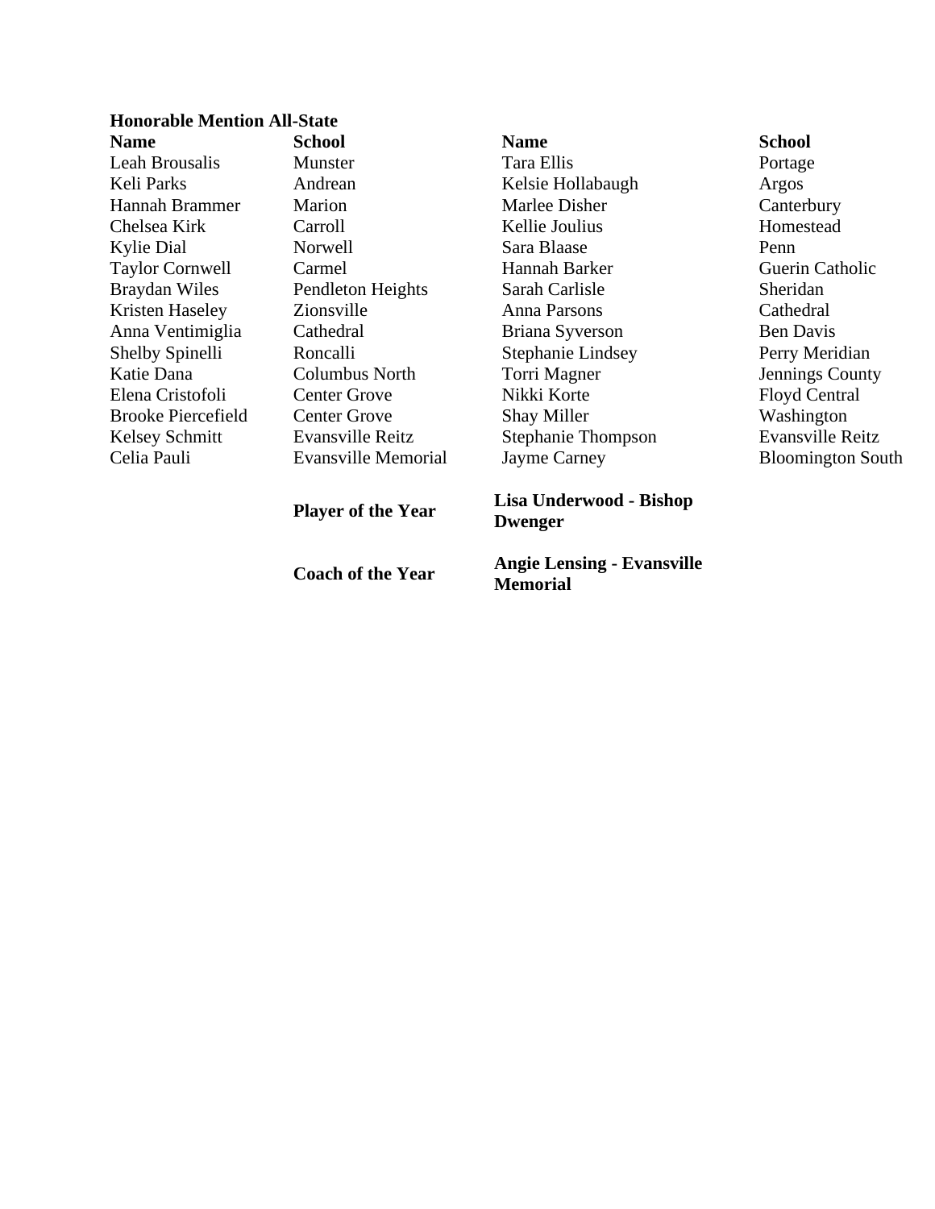**Honorable Mention All-State**

| Name | School | Name | School |
|---|---|---|---|
| Leah Brousalis | Munster | Tara Ellis | Portage |
| Keli Parks | Andrean | Kelsie Hollabaugh | Argos |
| Hannah Brammer | Marion | Marlee Disher | Canterbury |
| Chelsea Kirk | Carroll | Kellie Joulius | Homestead |
| Kylie Dial | Norwell | Sara Blaase | Penn |
| Taylor Cornwell | Carmel | Hannah Barker | Guerin Catholic |
| Braydan Wiles | Pendleton Heights | Sarah Carlisle | Sheridan |
| Kristen Haseley | Zionsville | Anna Parsons | Cathedral |
| Anna Ventimiglia | Cathedral | Briana Syverson | Ben Davis |
| Shelby Spinelli | Roncalli | Stephanie Lindsey | Perry Meridian |
| Katie Dana | Columbus North | Torri Magner | Jennings County |
| Elena Cristofoli | Center Grove | Nikki Korte | Floyd Central |
| Brooke Piercefield | Center Grove | Shay Miller | Washington |
| Kelsey Schmitt | Evansville Reitz | Stephanie Thompson | Evansville Reitz |
| Celia Pauli | Evansville Memorial | Jayme Carney | Bloomington South |

**Player of the Year** **Lisa Underwood - Bishop Dwenger**

**Coach of the Year** **Angie Lensing - Evansville Memorial**